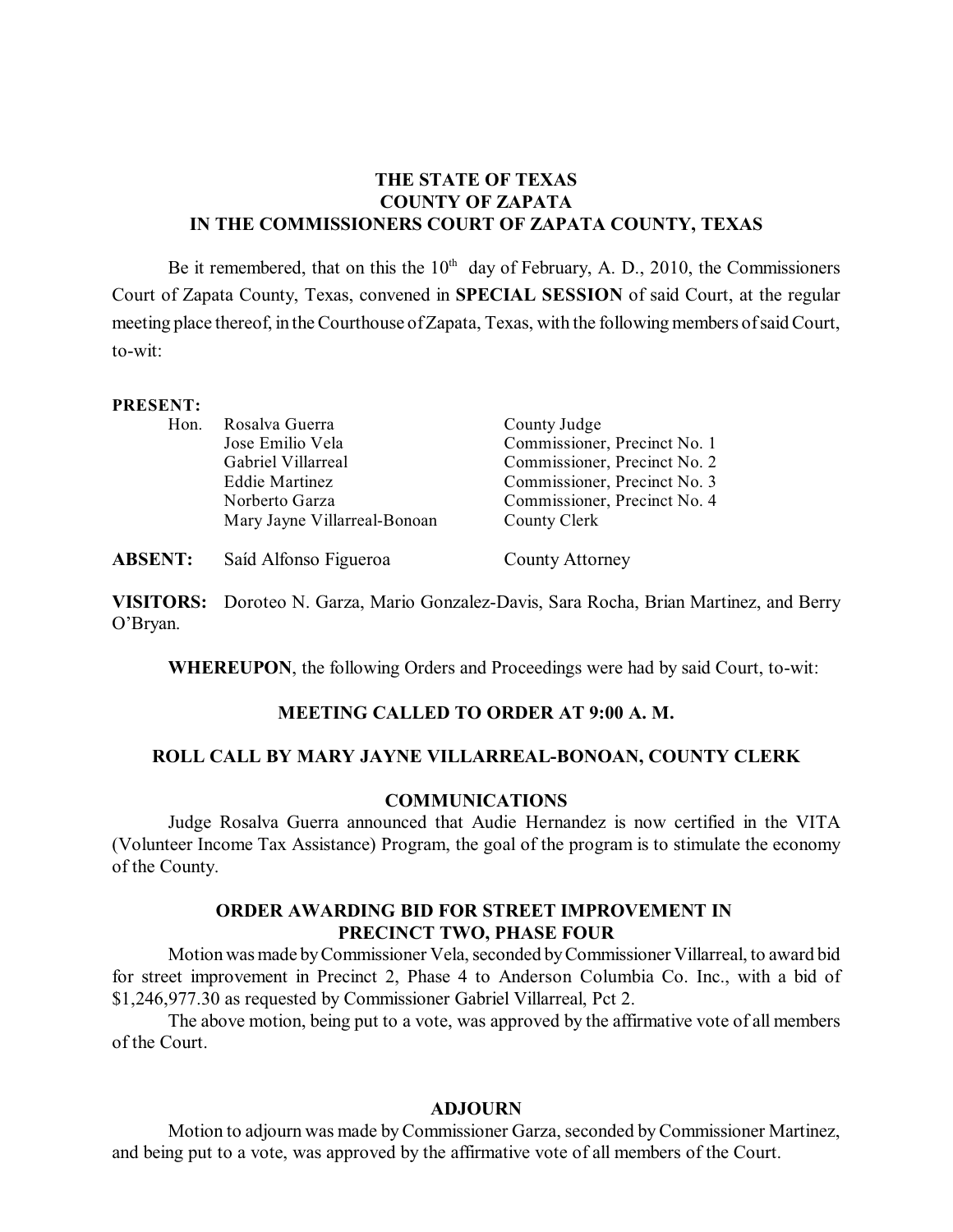**THE STATE OF TEXAS**
**COUNTY OF ZAPATA**
**IN THE COMMISSIONERS COURT OF ZAPATA COUNTY, TEXAS**

Be it remembered, that on this the 10th day of February, A. D., 2010, the Commissioners Court of Zapata County, Texas, convened in **SPECIAL SESSION** of said Court, at the regular meeting place thereof, in the Courthouse of Zapata, Texas, with the following members of said Court, to-wit:

**PRESENT:**

| | | |
|---|---|---|
| Hon. | Rosalva Guerra | County Judge |
| | Jose Emilio Vela | Commissioner, Precinct No. 1 |
| | Gabriel Villarreal | Commissioner, Precinct No. 2 |
| | Eddie Martinez | Commissioner, Precinct No. 3 |
| | Norberto Garza | Commissioner, Precinct No. 4 |
| | Mary Jayne Villarreal-Bonoan | County Clerk |

**ABSENT:** Saíd Alfonso Figueroa — County Attorney

**VISITORS:** Doroteo N. Garza, Mario Gonzalez-Davis, Sara Rocha, Brian Martinez, and Berry O'Bryan.

**WHEREUPON**, the following Orders and Proceedings were had by said Court, to-wit:

**MEETING CALLED TO ORDER AT 9:00 A. M.**

**ROLL CALL BY MARY JAYNE VILLARREAL-BONOAN, COUNTY CLERK**

**COMMUNICATIONS**

Judge Rosalva Guerra announced that Audie Hernandez is now certified in the VITA (Volunteer Income Tax Assistance) Program, the goal of the program is to stimulate the economy of the County.

**ORDER AWARDING BID FOR STREET IMPROVEMENT IN PRECINCT TWO, PHASE FOUR**

Motion was made by Commissioner Vela, seconded by Commissioner Villarreal, to award bid for street improvement in Precinct 2, Phase 4 to Anderson Columbia Co. Inc., with a bid of $1,246,977.30 as requested by Commissioner Gabriel Villarreal, Pct 2.

The above motion, being put to a vote, was approved by the affirmative vote of all members of the Court.

**ADJOURN**

Motion to adjourn was made by Commissioner Garza, seconded by Commissioner Martinez, and being put to a vote, was approved by the affirmative vote of all members of the Court.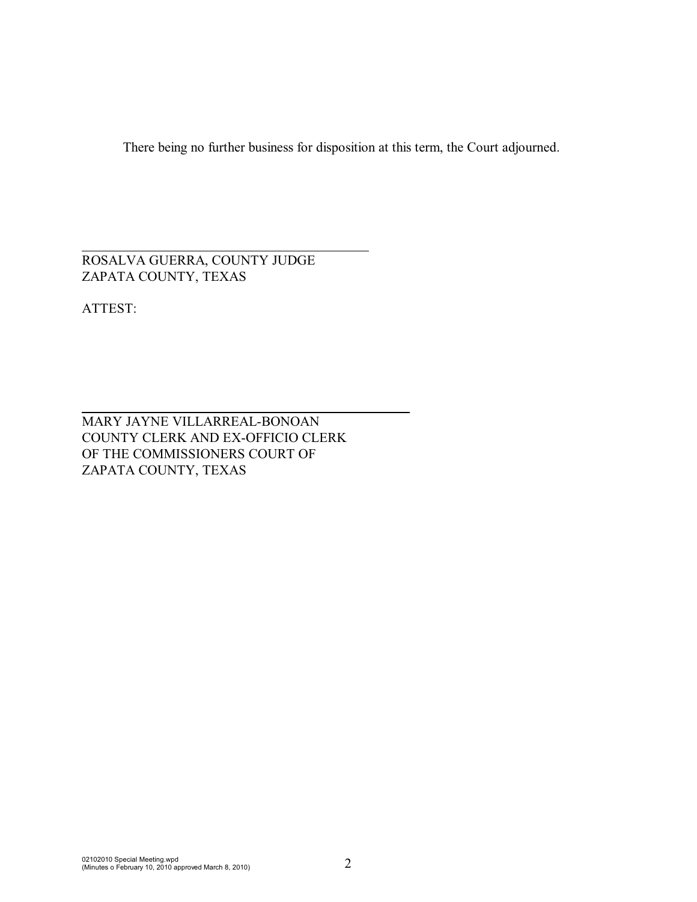There being no further business for disposition at this term, the Court adjourned.

\_\_\_\_\_\_\_\_\_\_\_\_\_\_\_\_\_\_\_\_\_\_\_\_\_\_\_\_\_\_\_\_\_\_\_\_\_\_\_\_

ROSALVA GUERRA, COUNTY JUDGE
ZAPATA COUNTY, TEXAS

ATTEST:

\_\_\_\_\_\_\_\_\_\_\_\_\_\_\_\_\_\_\_\_\_\_\_\_\_\_\_\_\_\_\_\_\_\_\_\_\_\_\_\_\_\_\_\_

MARY JAYNE VILLARREAL-BONOAN
COUNTY CLERK AND EX-OFFICIO CLERK
OF THE COMMISSIONERS COURT OF
ZAPATA COUNTY, TEXAS

02102010 Special Meeting.wpd
(Minutes o February 10, 2010 approved March 8, 2010)